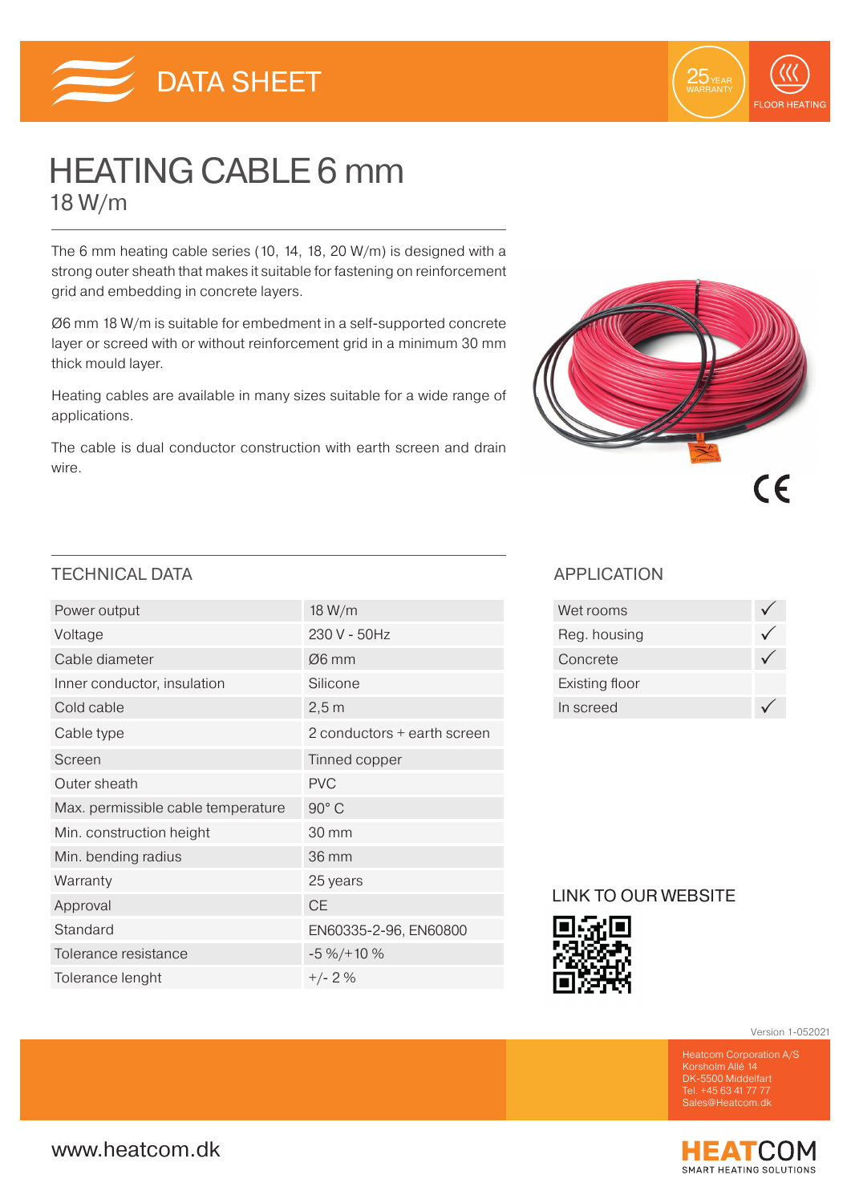# DATA SHEET

25 YEAR WARRANTY

FLOOR HEATING

# HEATING CABLE 6 mm

## 18 W/m

The 6 mm heating cable series (10, 14, 18, 20 W/m) is designed with a strong outer sheath that makes it suitable for fastening on reinforcement grid and embedding in concrete layers.

Ø6 mm 18 W/m is suitable for embedment in a self-supported concrete layer or screed with or without reinforcement grid in a minimum 30 mm thick mould layer.

Heating cables are available in many sizes suitable for a wide range of applications.

The cable is dual conductor construction with earth screen and drain wire.

CE

## TECHNICAL DATA

| | |
|---|---|
| Power output | 18 W/m |
| Voltage | 230 V - 50Hz |
| Cable diameter | Ø6 mm |
| Inner conductor, insulation | Silicone |
| Cold cable | 2,5 m |
| Cable type | 2 conductors + earth screen |
| Screen | Tinned copper |
| Outer sheath | PVC |
| Max. permissible cable temperature | 90° C |
| Min. construction height | 30 mm |
| Min. bending radius | 36 mm |
| Warranty | 25 years |
| Approval | CE |
| Standard | EN60335-2-96, EN60800 |
| Tolerance resistance | -5 %/+10 % |
| Tolerance lenght | +/- 2 % |

## APPLICATION

| | |
|---|---|
| Wet rooms | ✓ |
| Reg. housing | ✓ |
| Concrete | ✓ |
| Existing floor | |
| In screed | ✓ |

## LINK TO OUR WEBSITE

Version 1-052021

Heatcom Corporation A/S
Korsholm Allé 14
DK-5500 Middelfart
Tel. +45 63 41 77 77
Sales@Heatcom.dk

www.heatcom.dk

HEATCOM
SMART HEATING SOLUTIONS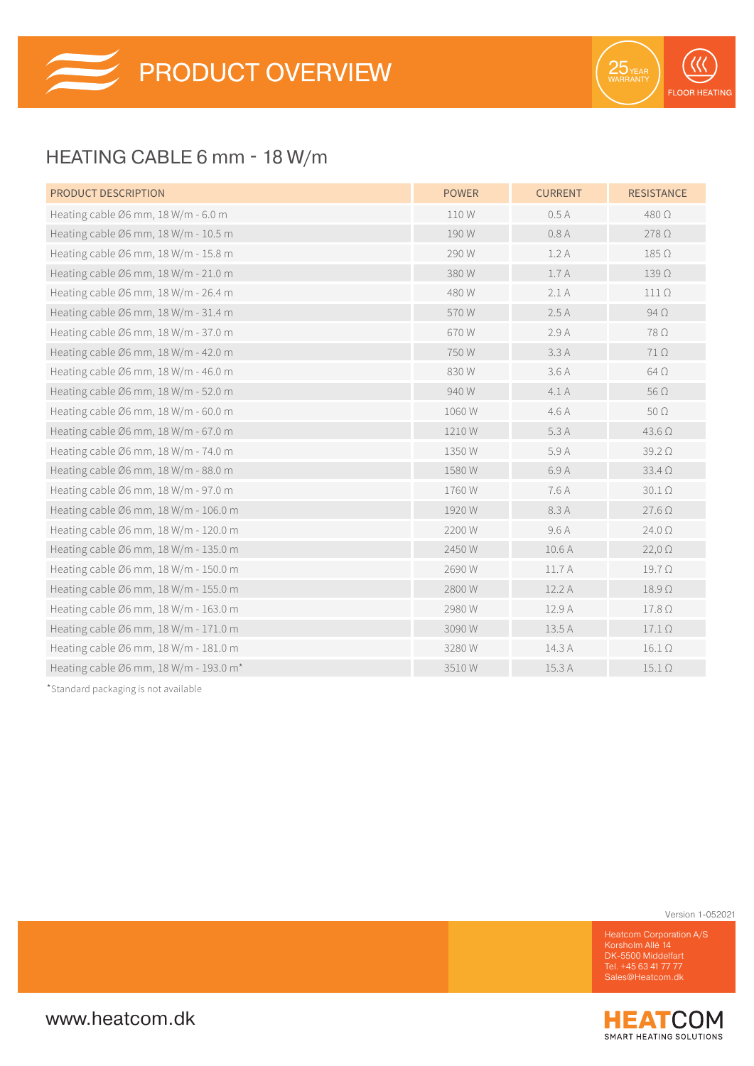# PRODUCT OVERVIEW

25 YEAR WARRANTY

FLOOR HEATING

## HEATING CABLE 6 mm - 18 W/m

| PRODUCT DESCRIPTION | POWER | CURRENT | RESISTANCE |
|---|---|---|---|
| Heating cable Ø6 mm, 18 W/m - 6.0 m | 110 W | 0.5 A | 480 Ω |
| Heating cable Ø6 mm, 18 W/m - 10.5 m | 190 W | 0.8 A | 278 Ω |
| Heating cable Ø6 mm, 18 W/m - 15.8 m | 290 W | 1.2 A | 185 Ω |
| Heating cable Ø6 mm, 18 W/m - 21.0 m | 380 W | 1.7 A | 139 Ω |
| Heating cable Ø6 mm, 18 W/m - 26.4 m | 480 W | 2.1 A | 111 Ω |
| Heating cable Ø6 mm, 18 W/m - 31.4 m | 570 W | 2.5 A | 94 Ω |
| Heating cable Ø6 mm, 18 W/m - 37.0 m | 670 W | 2.9 A | 78 Ω |
| Heating cable Ø6 mm, 18 W/m - 42.0 m | 750 W | 3.3 A | 71 Ω |
| Heating cable Ø6 mm, 18 W/m - 46.0 m | 830 W | 3.6 A | 64 Ω |
| Heating cable Ø6 mm, 18 W/m - 52.0 m | 940 W | 4.1 A | 56 Ω |
| Heating cable Ø6 mm, 18 W/m - 60.0 m | 1060 W | 4.6 A | 50 Ω |
| Heating cable Ø6 mm, 18 W/m - 67.0 m | 1210 W | 5.3 A | 43.6 Ω |
| Heating cable Ø6 mm, 18 W/m - 74.0 m | 1350 W | 5.9 A | 39.2 Ω |
| Heating cable Ø6 mm, 18 W/m - 88.0 m | 1580 W | 6.9 A | 33.4 Ω |
| Heating cable Ø6 mm, 18 W/m - 97.0 m | 1760 W | 7.6 A | 30.1 Ω |
| Heating cable Ø6 mm, 18 W/m - 106.0 m | 1920 W | 8.3 A | 27.6 Ω |
| Heating cable Ø6 mm, 18 W/m - 120.0 m | 2200 W | 9.6 A | 24.0 Ω |
| Heating cable Ø6 mm, 18 W/m - 135.0 m | 2450 W | 10.6 A | 22,0 Ω |
| Heating cable Ø6 mm, 18 W/m - 150.0 m | 2690 W | 11.7 A | 19.7 Ω |
| Heating cable Ø6 mm, 18 W/m - 155.0 m | 2800 W | 12.2 A | 18.9 Ω |
| Heating cable Ø6 mm, 18 W/m - 163.0 m | 2980 W | 12.9 A | 17.8 Ω |
| Heating cable Ø6 mm, 18 W/m - 171.0 m | 3090 W | 13.5 A | 17.1 Ω |
| Heating cable Ø6 mm, 18 W/m - 181.0 m | 3280 W | 14.3 A | 16.1 Ω |
| Heating cable Ø6 mm, 18 W/m - 193.0 m* | 3510 W | 15.3 A | 15.1 Ω |

*Standard packaging is not available

Version 1-052021

Heatcom Corporation A/S
Korsholm Allé 14
DK-5500 Middelfart
Tel. +45 63 41 77 77
Sales@Heatcom.dk

www.heatcom.dk

HEATCOM
SMART HEATING SOLUTIONS